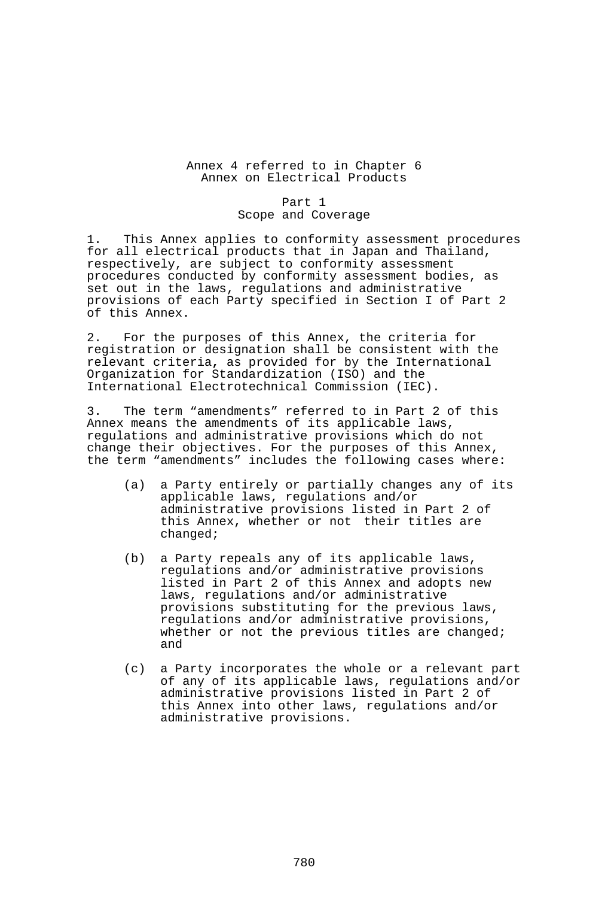# Annex 4 referred to in Chapter 6
# Annex on Electrical Products

## Part 1
## Scope and Coverage

1. This Annex applies to conformity assessment procedures for all electrical products that in Japan and Thailand, respectively, are subject to conformity assessment procedures conducted by conformity assessment bodies, as set out in the laws, regulations and administrative provisions of each Party specified in Section I of Part 2 of this Annex.

2. For the purposes of this Annex, the criteria for registration or designation shall be consistent with the relevant criteria, as provided for by the International Organization for Standardization (ISO) and the International Electrotechnical Commission (IEC).

3. The term "amendments" referred to in Part 2 of this Annex means the amendments of its applicable laws, regulations and administrative provisions which do not change their objectives. For the purposes of this Annex, the term "amendments" includes the following cases where:

(a) a Party entirely or partially changes any of its applicable laws, regulations and/or administrative provisions listed in Part 2 of this Annex, whether or not their titles are changed;

(b) a Party repeals any of its applicable laws, regulations and/or administrative provisions listed in Part 2 of this Annex and adopts new laws, regulations and/or administrative provisions substituting for the previous laws, regulations and/or administrative provisions, whether or not the previous titles are changed; and

(c) a Party incorporates the whole or a relevant part of any of its applicable laws, regulations and/or administrative provisions listed in Part 2 of this Annex into other laws, regulations and/or administrative provisions.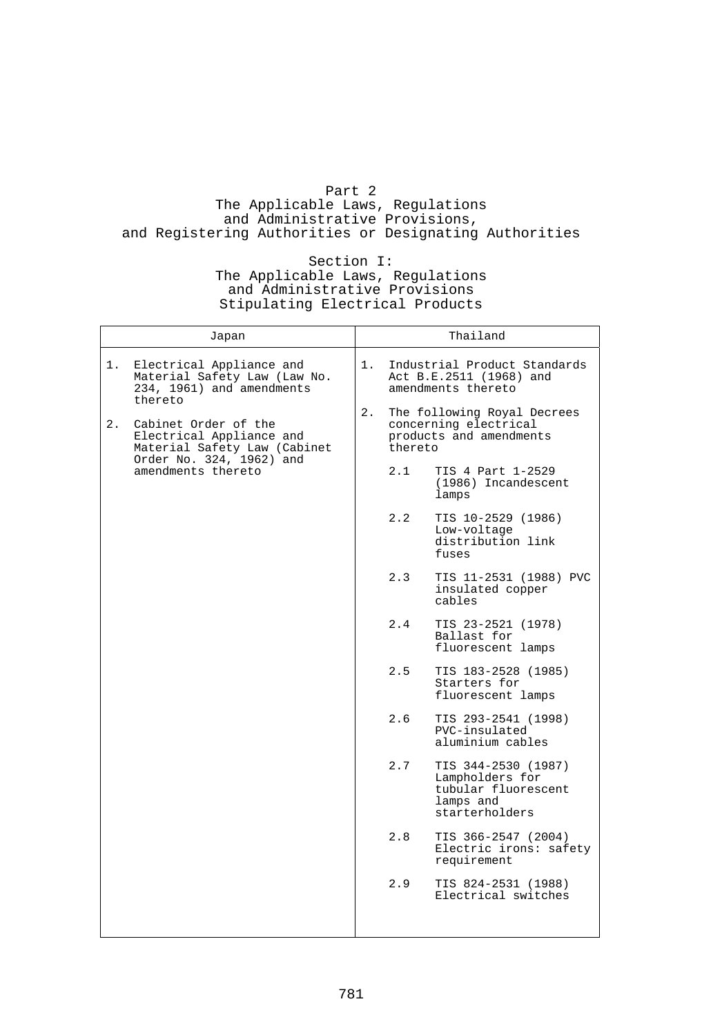# Part 2
## The Applicable Laws, Regulations and Administrative Provisions, and Registering Authorities or Designating Authorities

### Section I: The Applicable Laws, Regulations and Administrative Provisions Stipulating Electrical Products

| Japan | Thailand |
|---|---|
| 1. Electrical Appliance and Material Safety Law (Law No. 234, 1961) and amendments thereto<br><br>2. Cabinet Order of the Electrical Appliance and Material Safety Law (Cabinet Order No. 324, 1962) and amendments thereto | 1. Industrial Product Standards Act B.E.2511 (1968) and amendments thereto<br><br>2. The following Royal Decrees concerning electrical products and amendments thereto<br><br>2.1 TIS 4 Part 1-2529 (1986) Incandescent lamps<br><br>2.2 TIS 10-2529 (1986) Low-voltage distribution link fuses<br><br>2.3 TIS 11-2531 (1988) PVC insulated copper cables<br><br>2.4 TIS 23-2521 (1978) Ballast for fluorescent lamps<br><br>2.5 TIS 183-2528 (1985) Starters for fluorescent lamps<br><br>2.6 TIS 293-2541 (1998) PVC-insulated aluminium cables<br><br>2.7 TIS 344-2530 (1987) Lampholders for tubular fluorescent lamps and starterholders<br><br>2.8 TIS 366-2547 (2004) Electric irons: safety requirement<br><br>2.9 TIS 824-2531 (1988) Electrical switches |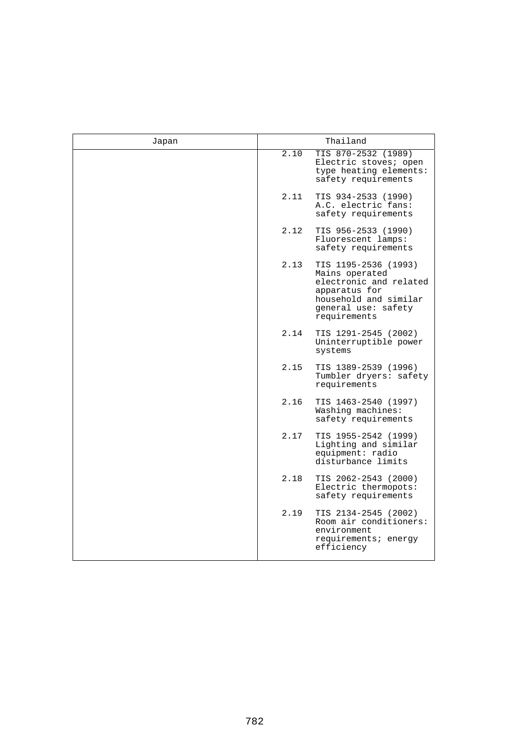| Japan | Thailand |
|---|---|
| | 2.10 TIS 870-2532 (1989) Electric stoves; open type heating elements: safety requirements |
| | 2.11 TIS 934-2533 (1990) A.C. electric fans: safety requirements |
| | 2.12 TIS 956-2533 (1990) Fluorescent lamps: safety requirements |
| | 2.13 TIS 1195-2536 (1993) Mains operated electronic and related apparatus for household and similar general use: safety requirements |
| | 2.14 TIS 1291-2545 (2002) Uninterruptible power systems |
| | 2.15 TIS 1389-2539 (1996) Tumbler dryers: safety requirements |
| | 2.16 TIS 1463-2540 (1997) Washing machines: safety requirements |
| | 2.17 TIS 1955-2542 (1999) Lighting and similar equipment: radio disturbance limits |
| | 2.18 TIS 2062-2543 (2000) Electric thermopots: safety requirements |
| | 2.19 TIS 2134-2545 (2002) Room air conditioners: environment requirements; energy efficiency |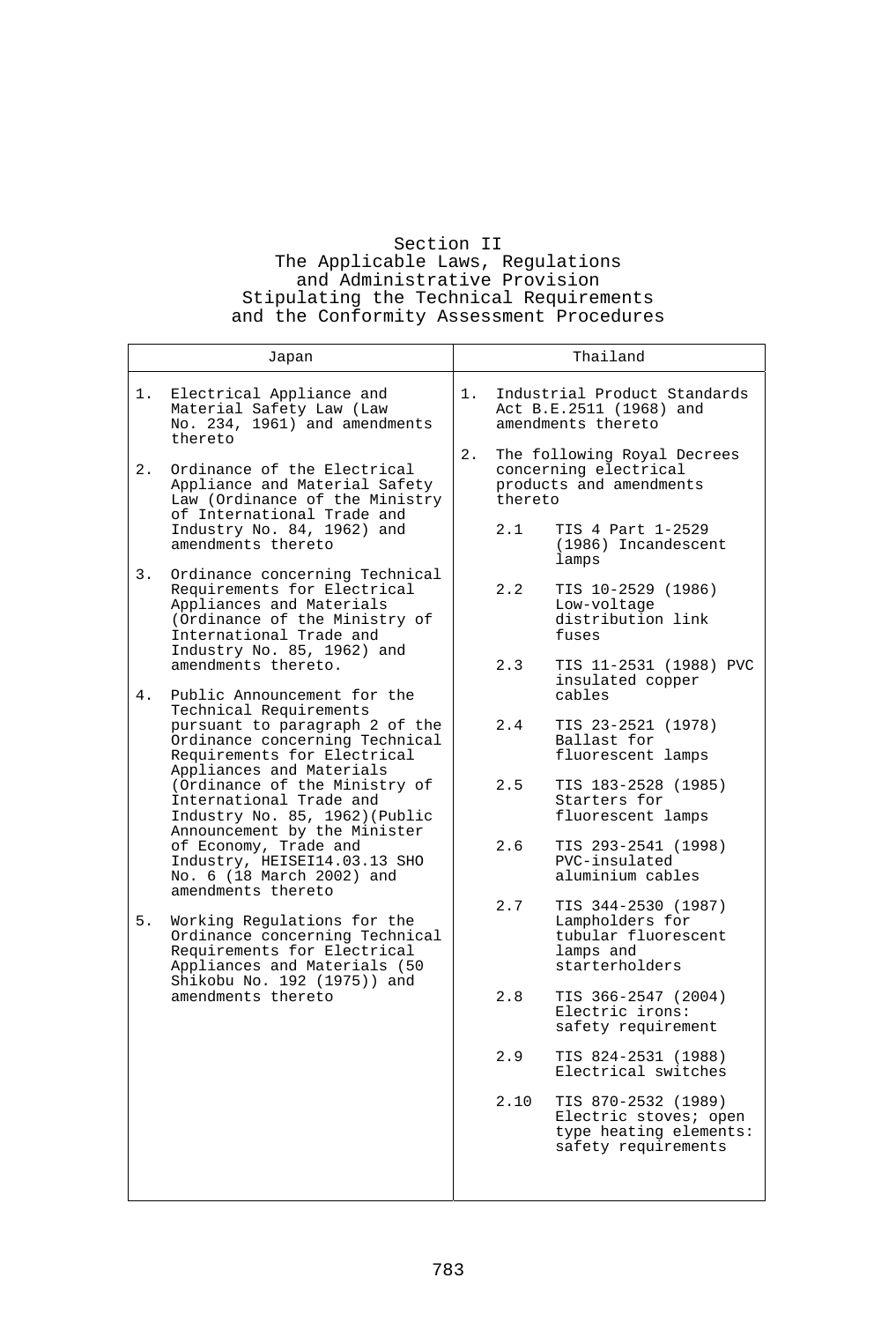## Section II
## The Applicable Laws, Regulations and Administrative Provision Stipulating the Technical Requirements and the Conformity Assessment Procedures

| Japan | Thailand |
|---|---|
| 1. Electrical Appliance and Material Safety Law (Law No. 234, 1961) and amendments thereto<br><br>2. Ordinance of the Electrical Appliance and Material Safety Law (Ordinance of the Ministry of International Trade and Industry No. 84, 1962) and amendments thereto<br><br>3. Ordinance concerning Technical Requirements for Electrical Appliances and Materials (Ordinance of the Ministry of International Trade and Industry No. 85, 1962) and amendments thereto.<br><br>4. Public Announcement for the Technical Requirements pursuant to paragraph 2 of the Ordinance concerning Technical Requirements for Electrical Appliances and Materials (Ordinance of the Ministry of International Trade and Industry No. 85, 1962)(Public Announcement by the Minister of Economy, Trade and Industry, HEISEI14.03.13 SHO No. 6 (18 March 2002) and amendments thereto<br><br>5. Working Regulations for the Ordinance concerning Technical Requirements for Electrical Appliances and Materials (50 Shikobu No. 192 (1975)) and amendments thereto | 1. Industrial Product Standards Act B.E.2511 (1968) and amendments thereto<br><br>2. The following Royal Decrees concerning electrical products and amendments thereto<br><br>2.1 TIS 4 Part 1-2529 (1986) Incandescent lamps<br><br>2.2 TIS 10-2529 (1986) Low-voltage distribution link fuses<br><br>2.3 TIS 11-2531 (1988) PVC insulated copper cables<br><br>2.4 TIS 23-2521 (1978) Ballast for fluorescent lamps<br><br>2.5 TIS 183-2528 (1985) Starters for fluorescent lamps<br><br>2.6 TIS 293-2541 (1998) PVC-insulated aluminium cables<br><br>2.7 TIS 344-2530 (1987) Lampholders for tubular fluorescent lamps and starterholders<br><br>2.8 TIS 366-2547 (2004) Electric irons: safety requirement<br><br>2.9 TIS 824-2531 (1988) Electrical switches<br><br>2.10 TIS 870-2532 (1989) Electric stoves; open type heating elements: safety requirements |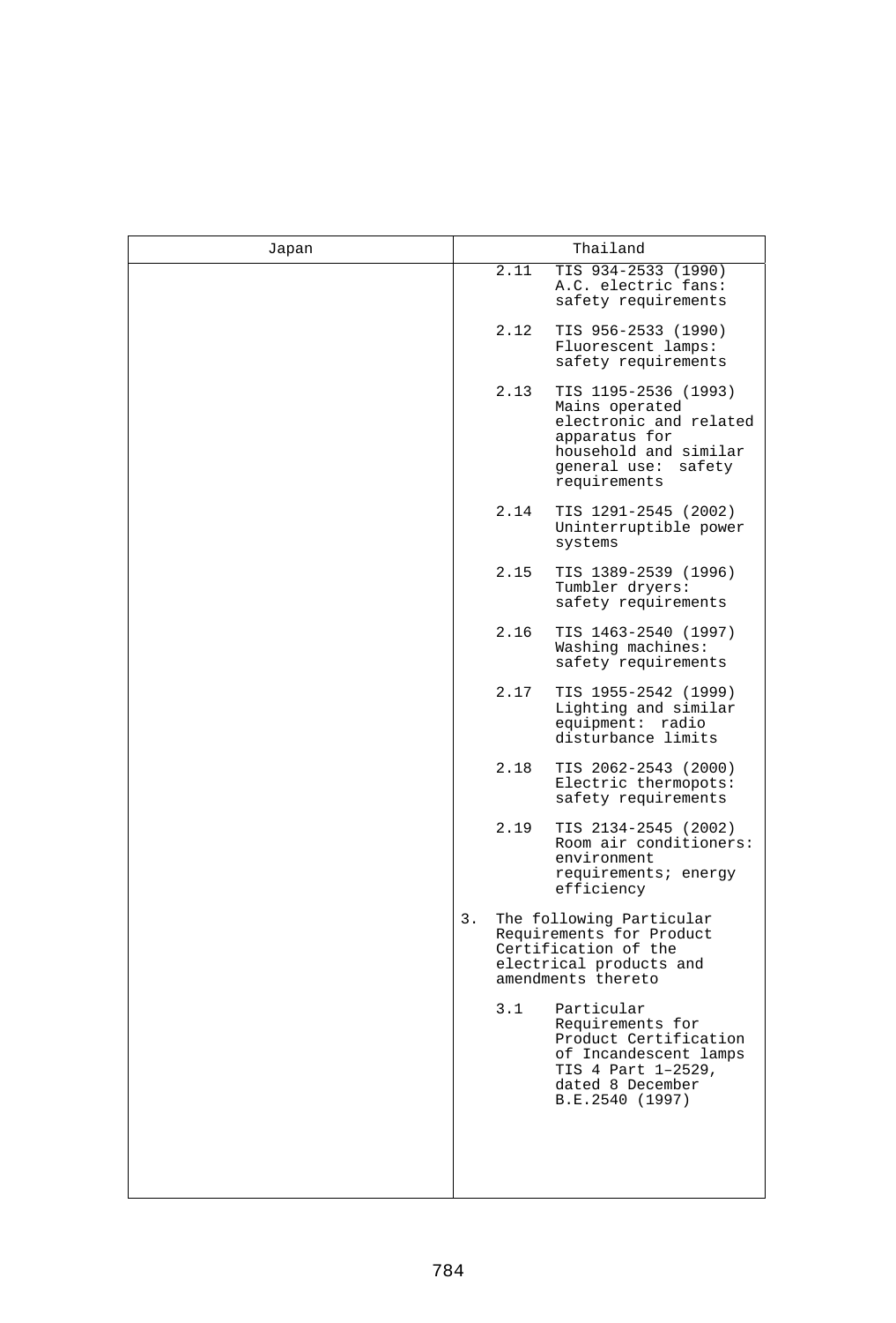| Japan | Thailand |
| --- | --- |
| | 2.11 TIS 934-2533 (1990) A.C. electric fans: safety requirements<br><br>2.12 TIS 956-2533 (1990) Fluorescent lamps: safety requirements<br><br>2.13 TIS 1195-2536 (1993) Mains operated electronic and related apparatus for household and similar general use: safety requirements<br><br>2.14 TIS 1291-2545 (2002) Uninterruptible power systems<br><br>2.15 TIS 1389-2539 (1996) Tumbler dryers: safety requirements<br><br>2.16 TIS 1463-2540 (1997) Washing machines: safety requirements<br><br>2.17 TIS 1955-2542 (1999) Lighting and similar equipment: radio disturbance limits<br><br>2.18 TIS 2062-2543 (2000) Electric thermopots: safety requirements<br><br>2.19 TIS 2134-2545 (2002) Room air conditioners: environment requirements; energy efficiency<br><br>3. The following Particular Requirements for Product Certification of the electrical products and amendments thereto<br><br>3.1 Particular Requirements for Product Certification of Incandescent lamps TIS 4 Part 1–2529, dated 8 December B.E.2540 (1997) |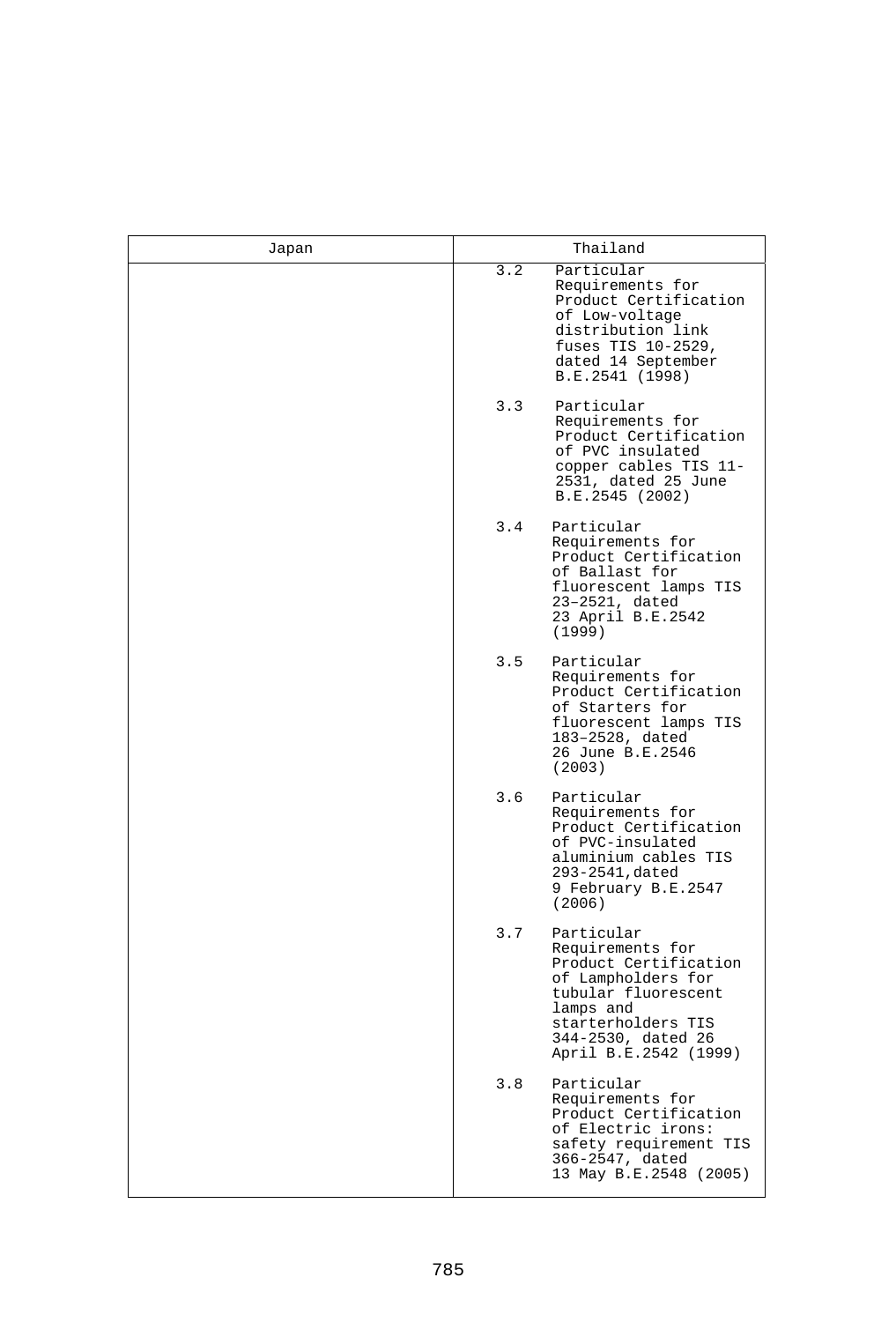| Japan | Thailand |
|---|---|
| | 3.2 Particular Requirements for Product Certification of Low-voltage distribution link fuses TIS 10-2529, dated 14 September B.E.2541 (1998)<br><br>3.3 Particular Requirements for Product Certification of PVC insulated copper cables TIS 11-2531, dated 25 June B.E.2545 (2002)<br><br>3.4 Particular Requirements for Product Certification of Ballast for fluorescent lamps TIS 23–2521, dated 23 April B.E.2542 (1999)<br><br>3.5 Particular Requirements for Product Certification of Starters for fluorescent lamps TIS 183–2528, dated 26 June B.E.2546 (2003)<br><br>3.6 Particular Requirements for Product Certification of PVC-insulated aluminium cables TIS 293-2541,dated 9 February B.E.2547 (2006)<br><br>3.7 Particular Requirements for Product Certification of Lampholders for tubular fluorescent lamps and starterholders TIS 344-2530, dated 26 April B.E.2542 (1999)<br><br>3.8 Particular Requirements for Product Certification of Electric irons: safety requirement TIS 366-2547, dated 13 May B.E.2548 (2005) |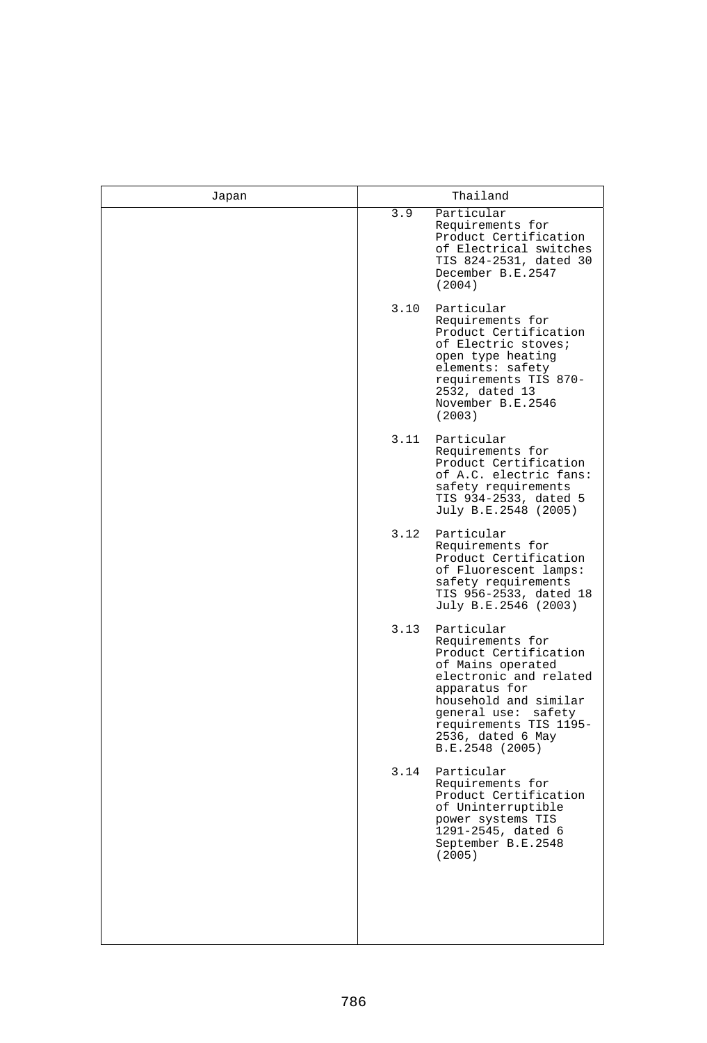| Japan | Thailand |
| --- | --- |
| | 3.9 Particular Requirements for Product Certification of Electrical switches TIS 824-2531, dated 30 December B.E.2547 (2004)<br><br>3.10 Particular Requirements for Product Certification of Electric stoves; open type heating elements: safety requirements TIS 870-2532, dated 13 November B.E.2546 (2003)<br><br>3.11 Particular Requirements for Product Certification of A.C. electric fans: safety requirements TIS 934-2533, dated 5 July B.E.2548 (2005)<br><br>3.12 Particular Requirements for Product Certification of Fluorescent lamps: safety requirements TIS 956-2533, dated 18 July B.E.2546 (2003)<br><br>3.13 Particular Requirements for Product Certification of Mains operated electronic and related apparatus for household and similar general use: safety requirements TIS 1195-2536, dated 6 May B.E.2548 (2005)<br><br>3.14 Particular Requirements for Product Certification of Uninterruptible power systems TIS 1291-2545, dated 6 September B.E.2548 (2005) |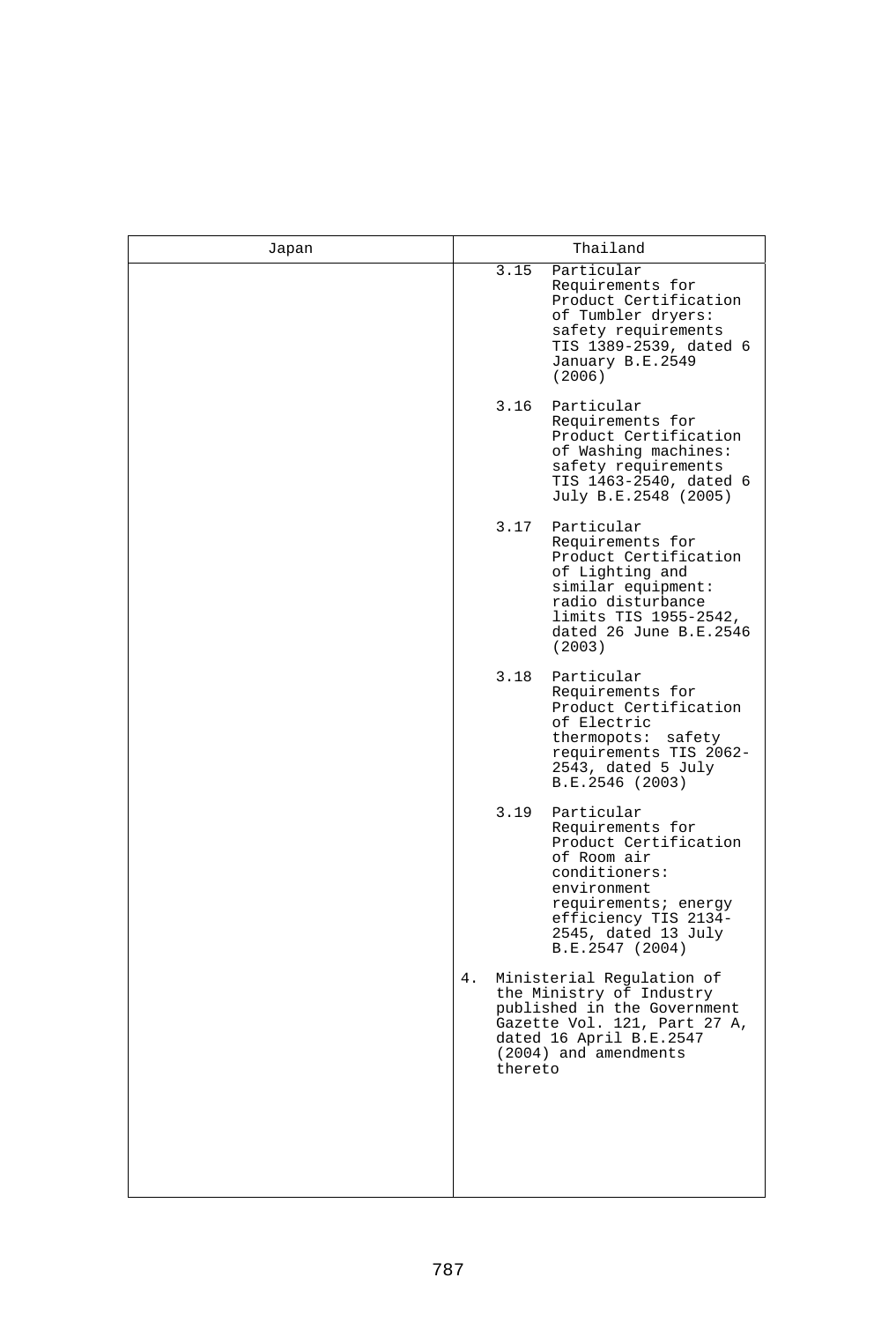| Japan | Thailand |
|---|---|
| | 3.15 Particular Requirements for Product Certification of Tumbler dryers: safety requirements TIS 1389-2539, dated 6 January B.E.2549 (2006)<br><br>3.16 Particular Requirements for Product Certification of Washing machines: safety requirements TIS 1463-2540, dated 6 July B.E.2548 (2005)<br><br>3.17 Particular Requirements for Product Certification of Lighting and similar equipment: radio disturbance limits TIS 1955-2542, dated 26 June B.E.2546 (2003)<br><br>3.18 Particular Requirements for Product Certification of Electric thermopots: safety requirements TIS 2062-2543, dated 5 July B.E.2546 (2003)<br><br>3.19 Particular Requirements for Product Certification of Room air conditioners: environment requirements; energy efficiency TIS 2134-2545, dated 13 July B.E.2547 (2004)<br><br>4. Ministerial Regulation of the Ministry of Industry published in the Government Gazette Vol. 121, Part 27 A, dated 16 April B.E.2547 (2004) and amendments thereto |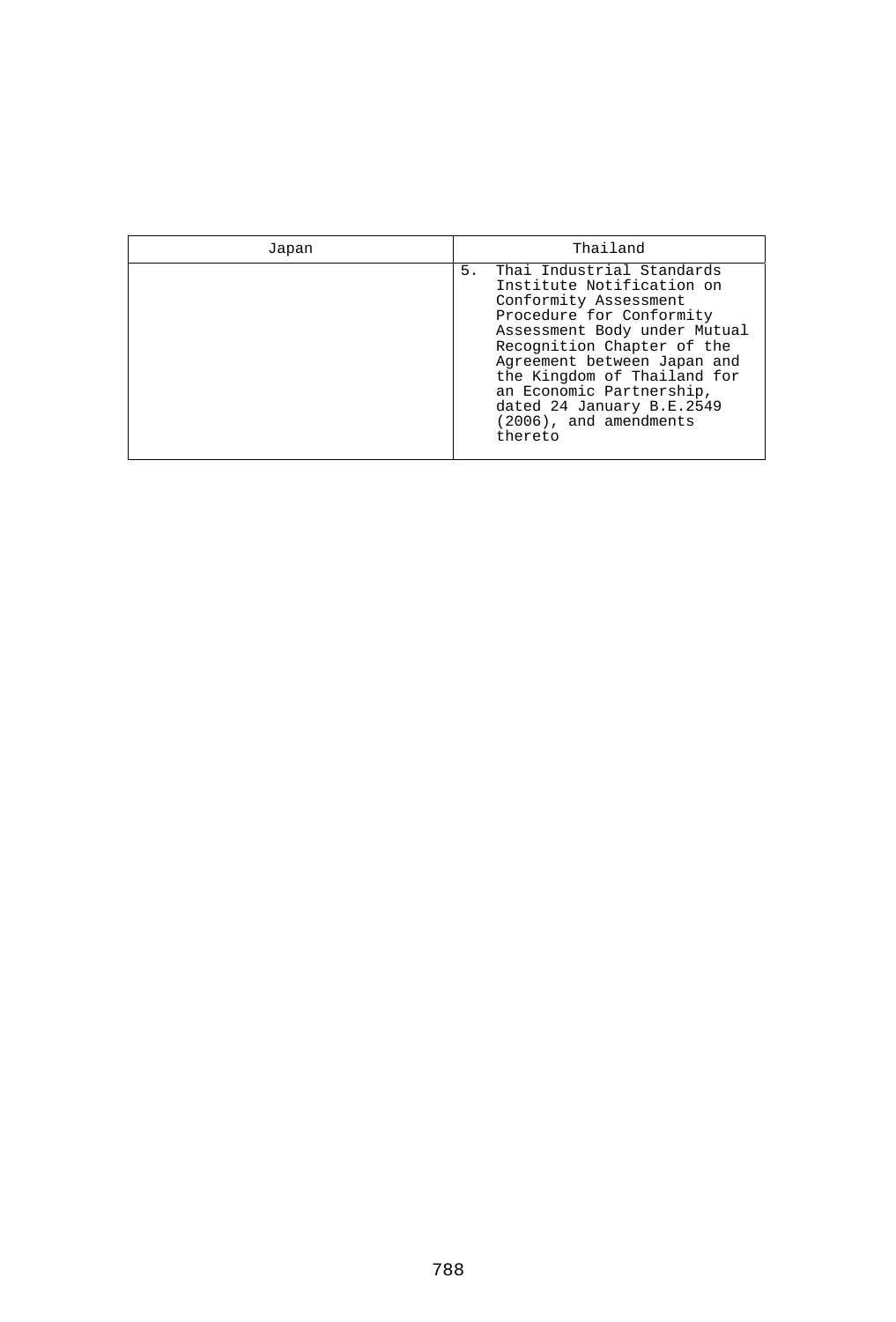| Japan | Thailand |
| --- | --- |
| | 5. Thai Industrial Standards Institute Notification on Conformity Assessment Procedure for Conformity Assessment Body under Mutual Recognition Chapter of the Agreement between Japan and the Kingdom of Thailand for an Economic Partnership, dated 24 January B.E.2549 (2006), and amendments thereto |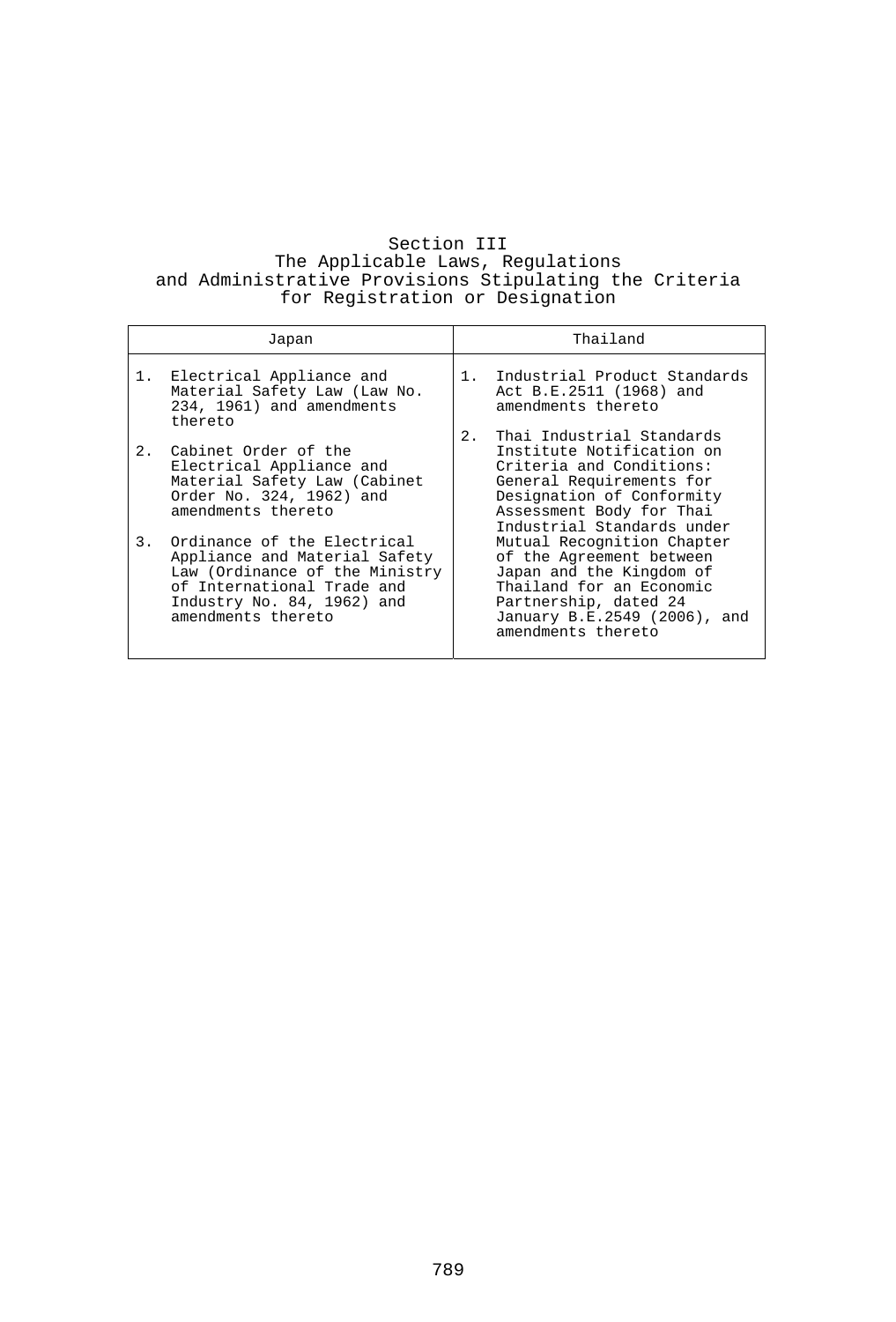# Section III
## The Applicable Laws, Regulations and Administrative Provisions Stipulating the Criteria for Registration or Designation

| Japan | Thailand |
|---|---|
| 1. Electrical Appliance and Material Safety Law (Law No. 234, 1961) and amendments thereto<br><br>2. Cabinet Order of the Electrical Appliance and Material Safety Law (Cabinet Order No. 324, 1962) and amendments thereto<br><br>3. Ordinance of the Electrical Appliance and Material Safety Law (Ordinance of the Ministry of International Trade and Industry No. 84, 1962) and amendments thereto | 1. Industrial Product Standards Act B.E.2511 (1968) and amendments thereto<br><br>2. Thai Industrial Standards Institute Notification on Criteria and Conditions: General Requirements for Designation of Conformity Assessment Body for Thai Industrial Standards under Mutual Recognition Chapter of the Agreement between Japan and the Kingdom of Thailand for an Economic Partnership, dated 24 January B.E.2549 (2006), and amendments thereto |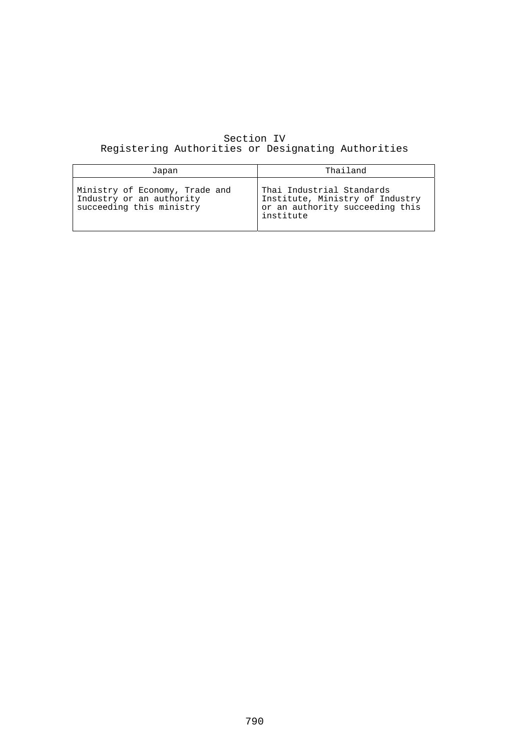## Section IV
## Registering Authorities or Designating Authorities

| Japan | Thailand |
| --- | --- |
| Ministry of Economy, Trade and Industry or an authority succeeding this ministry | Thai Industrial Standards Institute, Ministry of Industry or an authority succeeding this institute |